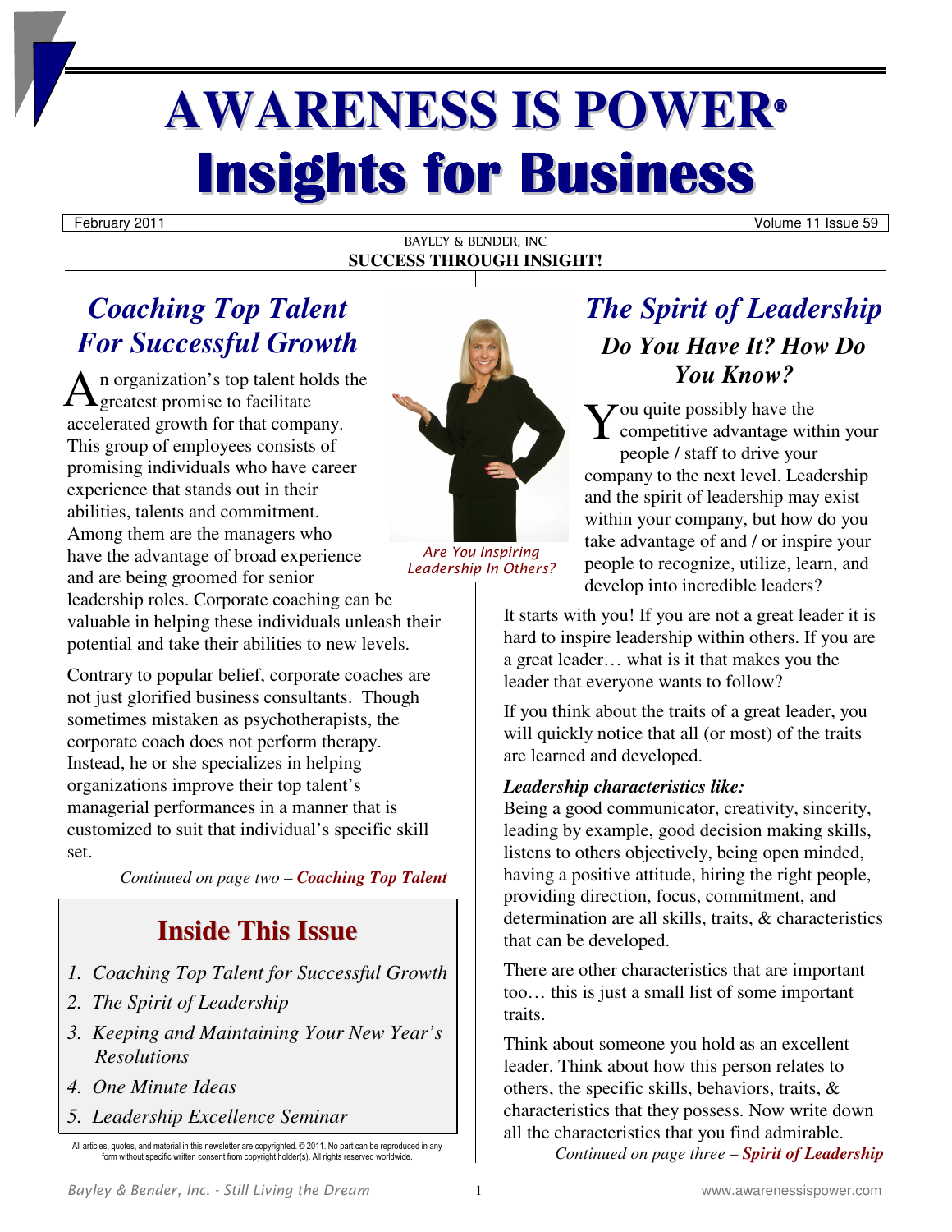# AWARENESS IS POWER®

# Insights for Business

February 2011 — Volume 11 Issue 59

BAYLEY & BENDER, INC

**SUCCESS THROUGH INSIGHT!**

## *Coaching Top Talent For Successful Growth*

An organization's top talent holds the greatest promise to facilitate accelerated growth for that company. This group of employees consists of promising individuals who have career experience that stands out in their abilities, talents and commitment. Among them are the managers who have the advantage of broad experience and are being groomed for senior leadership roles. Corporate coaching can be valuable in helping these individuals unleash their potential and take their abilities to new levels.

Contrary to popular belief, corporate coaches are not just glorified business consultants. Though sometimes mistaken as psychotherapists, the corporate coach does not perform therapy. Instead, he or she specializes in helping organizations improve their top talent's managerial performances in a manner that is customized to suit that individual's specific skill set.

*Continued on page two – **Coaching Top Talent***

*Are You Inspiring Leadership In Others?*

## Inside This Issue

1. *Coaching Top Talent for Successful Growth*
2. *The Spirit of Leadership*
3. *Keeping and Maintaining Your New Year's Resolutions*
4. *One Minute Ideas*
5. *Leadership Excellence Seminar*

All articles, quotes, and material in this newsletter are copyrighted. © 2011. No part can be reproduced in any form without specific written consent from copyright holder(s). All rights reserved worldwide.

## *The Spirit of Leadership*

### *Do You Have It? How Do You Know?*

You quite possibly have the competitive advantage within your people / staff to drive your company to the next level. Leadership and the spirit of leadership may exist within your company, but how do you take advantage of and / or inspire your people to recognize, utilize, learn, and develop into incredible leaders?

It starts with you! If you are not a great leader it is hard to inspire leadership within others. If you are a great leader… what is it that makes you the leader that everyone wants to follow?

If you think about the traits of a great leader, you will quickly notice that all (or most) of the traits are learned and developed.

***Leadership characteristics like:***
Being a good communicator, creativity, sincerity, leading by example, good decision making skills, listens to others objectively, being open minded, having a positive attitude, hiring the right people, providing direction, focus, commitment, and determination are all skills, traits, & characteristics that can be developed.

There are other characteristics that are important too… this is just a small list of some important traits.

Think about someone you hold as an excellent leader. Think about how this person relates to others, the specific skills, behaviors, traits, & characteristics that they possess. Now write down all the characteristics that you find admirable.

*Continued on page three – **Spirit of Leadership***

*Bayley & Bender, Inc. - Still Living the Dream* — www.awarenessispower.com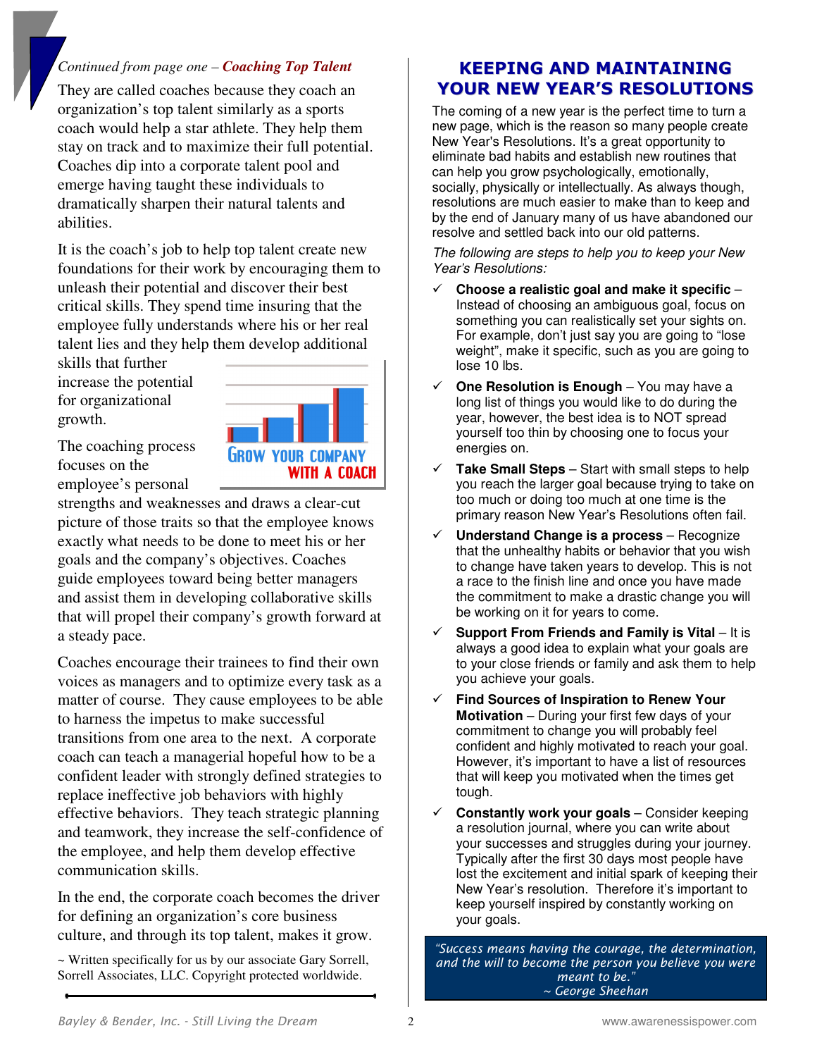*Continued from page one –* ***Coaching Top Talent***

They are called coaches because they coach an organization's top talent similarly as a sports coach would help a star athlete. They help them stay on track and to maximize their full potential. Coaches dip into a corporate talent pool and emerge having taught these individuals to dramatically sharpen their natural talents and abilities.

It is the coach's job to help top talent create new foundations for their work by encouraging them to unleash their potential and discover their best critical skills. They spend time insuring that the employee fully understands where his or her real talent lies and they help them develop additional skills that further increase the potential for organizational growth.

GROW YOUR COMPANY WITH A COACH

The coaching process focuses on the employee's personal strengths and weaknesses and draws a clear-cut picture of those traits so that the employee knows exactly what needs to be done to meet his or her goals and the company's objectives. Coaches guide employees toward being better managers and assist them in developing collaborative skills that will propel their company's growth forward at a steady pace.

Coaches encourage their trainees to find their own voices as managers and to optimize every task as a matter of course. They cause employees to be able to harness the impetus to make successful transitions from one area to the next. A corporate coach can teach a managerial hopeful how to be a confident leader with strongly defined strategies to replace ineffective job behaviors with highly effective behaviors. They teach strategic planning and teamwork, they increase the self-confidence of the employee, and help them develop effective communication skills.

In the end, the corporate coach becomes the driver for defining an organization's core business culture, and through its top talent, makes it grow.

~ Written specifically for us by our associate Gary Sorrell, Sorrell Associates, LLC. Copyright protected worldwide.

## KEEPING AND MAINTAINING YOUR NEW YEAR'S RESOLUTIONS

The coming of a new year is the perfect time to turn a new page, which is the reason so many people create New Year's Resolutions. It's a great opportunity to eliminate bad habits and establish new routines that can help you grow psychologically, emotionally, socially, physically or intellectually. As always though, resolutions are much easier to make than to keep and by the end of January many of us have abandoned our resolve and settled back into our old patterns.

*The following are steps to help you to keep your New Year's Resolutions:*

- ✓ **Choose a realistic goal and make it specific** – Instead of choosing an ambiguous goal, focus on something you can realistically set your sights on. For example, don't just say you are going to "lose weight", make it specific, such as you are going to lose 10 lbs.
- ✓ **One Resolution is Enough** – You may have a long list of things you would like to do during the year, however, the best idea is to NOT spread yourself too thin by choosing one to focus your energies on.
- ✓ **Take Small Steps** – Start with small steps to help you reach the larger goal because trying to take on too much or doing too much at one time is the primary reason New Year's Resolutions often fail.
- ✓ **Understand Change is a process** – Recognize that the unhealthy habits or behavior that you wish to change have taken years to develop. This is not a race to the finish line and once you have made the commitment to make a drastic change you will be working on it for years to come.
- ✓ **Support From Friends and Family is Vital** – It is always a good idea to explain what your goals are to your close friends or family and ask them to help you achieve your goals.
- ✓ **Find Sources of Inspiration to Renew Your Motivation** – During your first few days of your commitment to change you will probably feel confident and highly motivated to reach your goal. However, it's important to have a list of resources that will keep you motivated when the times get tough.
- ✓ **Constantly work your goals** – Consider keeping a resolution journal, where you can write about your successes and struggles during your journey. Typically after the first 30 days most people have lost the excitement and initial spark of keeping their New Year's resolution. Therefore it's important to keep yourself inspired by constantly working on your goals.

> *"Success means having the courage, the determination, and the will to become the person you believe you were meant to be."*
> *~ George Sheehan*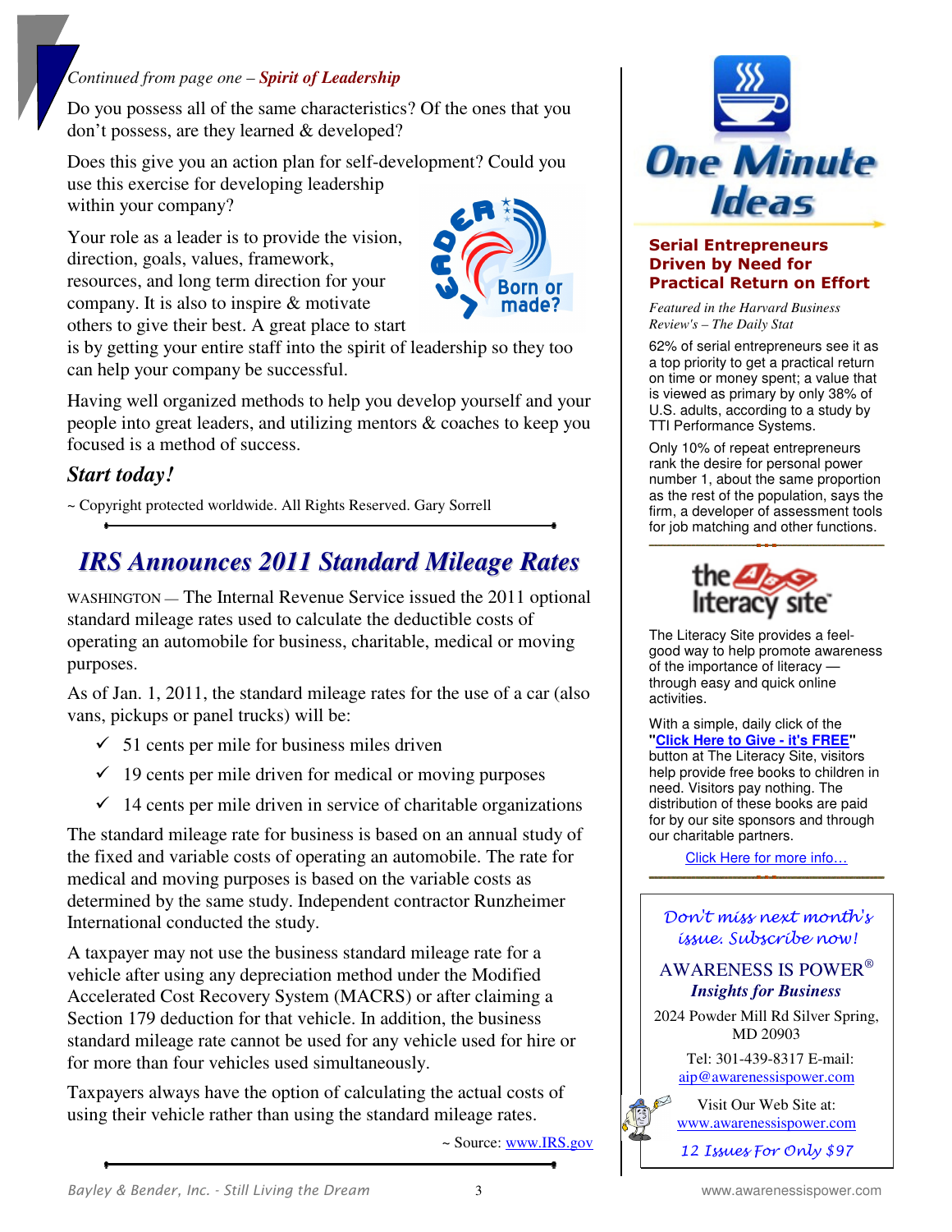*Continued from page one –* ***Spirit of Leadership***

Do you possess all of the same characteristics? Of the ones that you don't possess, are they learned & developed?

Does this give you an action plan for self-development? Could you use this exercise for developing leadership within your company?

Your role as a leader is to provide the vision, direction, goals, values, framework, resources, and long term direction for your company. It is also to inspire & motivate others to give their best. A great place to start is by getting your entire staff into the spirit of leadership so they too can help your company be successful.

Having well organized methods to help you develop yourself and your people into great leaders, and utilizing mentors & coaches to keep you focused is a method of success.

***Start today!***

~ Copyright protected worldwide. All Rights Reserved. Gary Sorrell

## *IRS Announces 2011 Standard Mileage Rates*

WASHINGTON — The Internal Revenue Service issued the 2011 optional standard mileage rates used to calculate the deductible costs of operating an automobile for business, charitable, medical or moving purposes.

As of Jan. 1, 2011, the standard mileage rates for the use of a car (also vans, pickups or panel trucks) will be:

- ✓ 51 cents per mile for business miles driven
- ✓ 19 cents per mile driven for medical or moving purposes
- ✓ 14 cents per mile driven in service of charitable organizations

The standard mileage rate for business is based on an annual study of the fixed and variable costs of operating an automobile. The rate for medical and moving purposes is based on the variable costs as determined by the same study. Independent contractor Runzheimer International conducted the study.

A taxpayer may not use the business standard mileage rate for a vehicle after using any depreciation method under the Modified Accelerated Cost Recovery System (MACRS) or after claiming a Section 179 deduction for that vehicle. In addition, the business standard mileage rate cannot be used for any vehicle used for hire or for more than four vehicles used simultaneously.

Taxpayers always have the option of calculating the actual costs of using their vehicle rather than using the standard mileage rates.

~ Source: www.IRS.gov

## One Minute Ideas

### Serial Entrepreneurs Driven by Need for Practical Return on Effort

*Featured in the Harvard Business Review's – The Daily Stat*

62% of serial entrepreneurs see it as a top priority to get a practical return on time or money spent; a value that is viewed as primary by only 38% of U.S. adults, according to a study by TTI Performance Systems.

Only 10% of repeat entrepreneurs rank the desire for personal power number 1, about the same proportion as the rest of the population, says the firm, a developer of assessment tools for job matching and other functions.

### the Literacy site

The Literacy Site provides a feel-good way to help promote awareness of the importance of literacy — through easy and quick online activities.

With a simple, daily click of the "**Click Here to Give - it's FREE**" button at The Literacy Site, visitors help provide free books to children in need. Visitors pay nothing. The distribution of these books are paid for by our site sponsors and through our charitable partners.

Click Here for more info…

*Don't miss next month's issue. Subscribe now!*

AWARENESS IS POWER®
***Insights for Business***

2024 Powder Mill Rd Silver Spring, MD 20903

Tel: 301-439-8317 E-mail: aip@awarenessispower.com

Visit Our Web Site at: www.awarenessispower.com

*12 Issues For Only $97*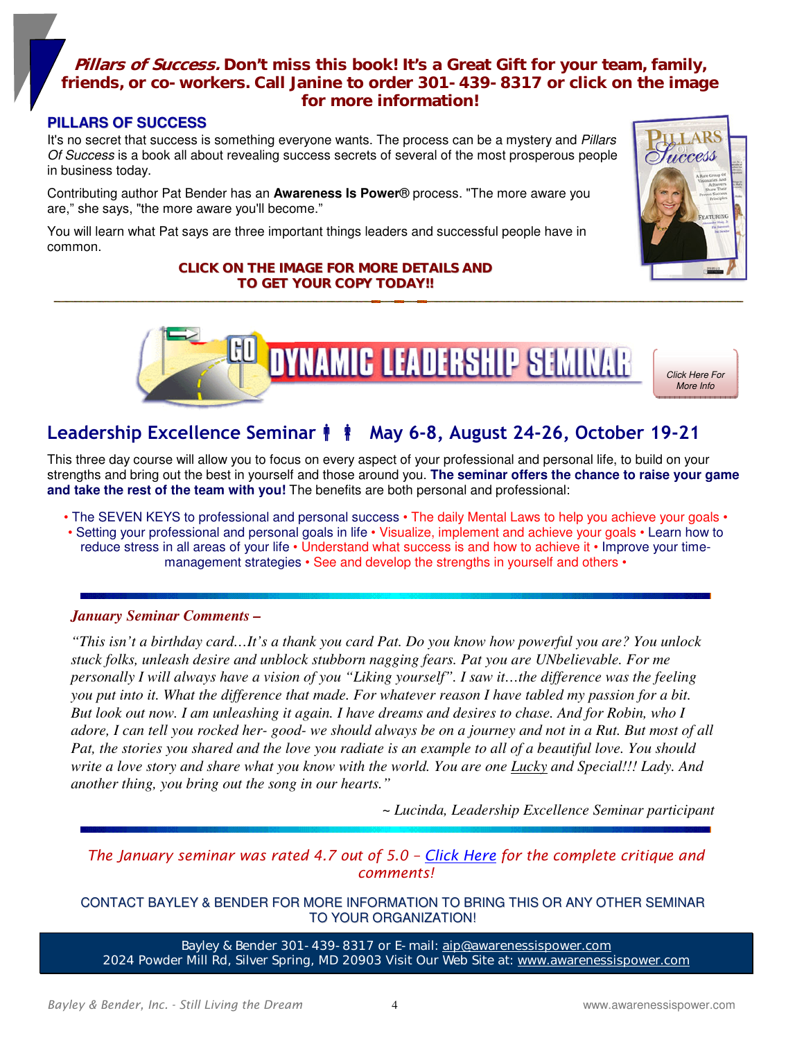***Pillars of Success.* Don't miss this book! It's a Great Gift for your team, family, friends, or co-workers. Call Janine to order 301-439-8317 or click on the image for more information!**

## PILLARS OF SUCCESS

It's no secret that success is something everyone wants. The process can be a mystery and *Pillars Of Success* is a book all about revealing success secrets of several of the most prosperous people in business today.

Contributing author Pat Bender has an **Awareness Is Power®** process. "The more aware you are," she says, "the more aware you'll become."

You will learn what Pat says are three important things leaders and successful people have in common.

**CLICK ON THE IMAGE FOR MORE DETAILS AND TO GET YOUR COPY TODAY!!**

---

GO DYNAMIC LEADERSHIP SEMINAR

Click Here For More Info

## Leadership Excellence Seminar May 6-8, August 24-26, October 19-21

This three day course will allow you to focus on every aspect of your professional and personal life, to build on your strengths and bring out the best in yourself and those around you. **The seminar offers the chance to raise your game and take the rest of the team with you!** The benefits are both personal and professional:

• The SEVEN KEYS to professional and personal success • The daily Mental Laws to help you achieve your goals • Setting your professional and personal goals in life • Visualize, implement and achieve your goals • Learn how to reduce stress in all areas of your life • Understand what success is and how to achieve it • Improve your time-management strategies • See and develop the strengths in yourself and others •

---

***January Seminar Comments –***

*"This isn't a birthday card…It's a thank you card Pat. Do you know how powerful you are? You unlock stuck folks, unleash desire and unblock stubborn nagging fears. Pat you are UNbelievable. For me personally I will always have a vision of you "Liking yourself". I saw it…the difference was the feeling you put into it. What the difference that made. For whatever reason I have tabled my passion for a bit. But look out now. I am unleashing it again. I have dreams and desires to chase. And for Robin, who I adore, I can tell you rocked her- good- we should always be on a journey and not in a Rut. But most of all Pat, the stories you shared and the love you radiate is an example to all of a beautiful love. You should write a love story and share what you know with the world. You are one Lucky and Special!!! Lady. And another thing, you bring out the song in our hearts."*

*~ Lucinda, Leadership Excellence Seminar participant*

---

*The January seminar was rated 4.7 out of 5.0 – Click Here for the complete critique and comments!*

CONTACT BAYLEY & BENDER FOR MORE INFORMATION TO BRING THIS OR ANY OTHER SEMINAR TO YOUR ORGANIZATION!

Bayley & Bender 301-439-8317 or E-mail: aip@awarenessispower.com
2024 Powder Mill Rd, Silver Spring, MD 20903 Visit Our Web Site at: www.awarenessispower.com